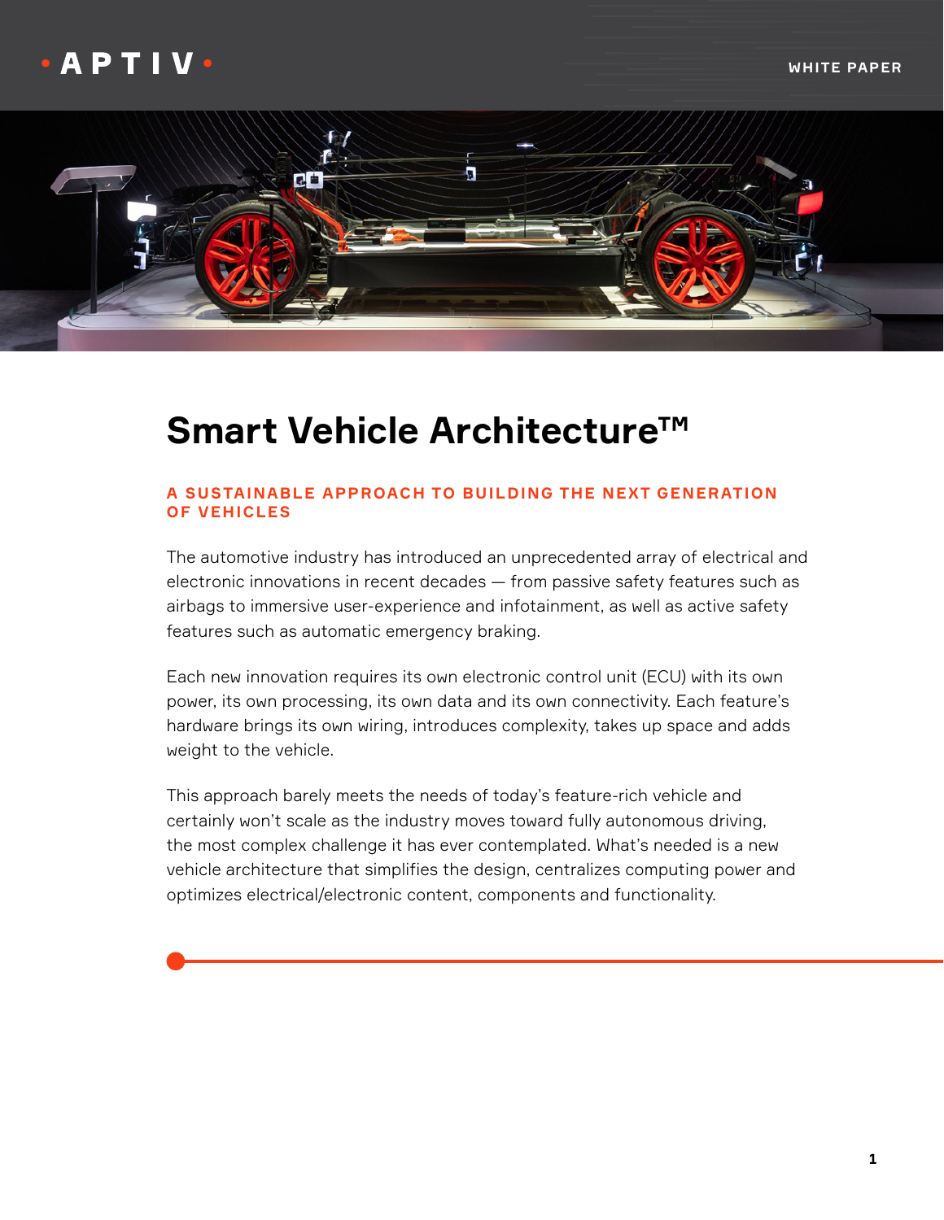APTIV

WHITE PAPER

# Smart Vehicle Architecture™

## A SUSTAINABLE APPROACH TO BUILDING THE NEXT GENERATION OF VEHICLES

The automotive industry has introduced an unprecedented array of electrical and electronic innovations in recent decades — from passive safety features such as airbags to immersive user-experience and infotainment, as well as active safety features such as automatic emergency braking.

Each new innovation requires its own electronic control unit (ECU) with its own power, its own processing, its own data and its own connectivity. Each feature's hardware brings its own wiring, introduces complexity, takes up space and adds weight to the vehicle.

This approach barely meets the needs of today's feature-rich vehicle and certainly won't scale as the industry moves toward fully autonomous driving, the most complex challenge it has ever contemplated. What's needed is a new vehicle architecture that simplifies the design, centralizes computing power and optimizes electrical/electronic content, components and functionality.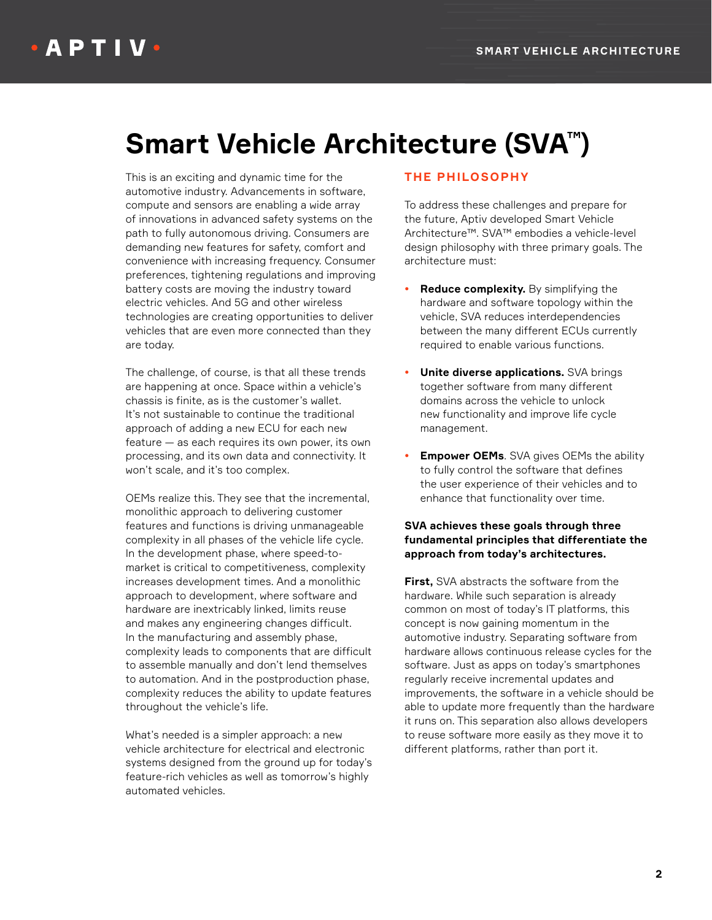# Smart Vehicle Architecture (SVA™)

This is an exciting and dynamic time for the automotive industry. Advancements in software, compute and sensors are enabling a wide array of innovations in advanced safety systems on the path to fully autonomous driving. Consumers are demanding new features for safety, comfort and convenience with increasing frequency. Consumer preferences, tightening regulations and improving battery costs are moving the industry toward electric vehicles. And 5G and other wireless technologies are creating opportunities to deliver vehicles that are even more connected than they are today.

The challenge, of course, is that all these trends are happening at once. Space within a vehicle's chassis is finite, as is the customer's wallet. It's not sustainable to continue the traditional approach of adding a new ECU for each new feature — as each requires its own power, its own processing, and its own data and connectivity. It won't scale, and it's too complex.

OEMs realize this. They see that the incremental, monolithic approach to delivering customer features and functions is driving unmanageable complexity in all phases of the vehicle life cycle. In the development phase, where speed-to-market is critical to competitiveness, complexity increases development times. And a monolithic approach to development, where software and hardware are inextricably linked, limits reuse and makes any engineering changes difficult. In the manufacturing and assembly phase, complexity leads to components that are difficult to assemble manually and don't lend themselves to automation. And in the postproduction phase, complexity reduces the ability to update features throughout the vehicle's life.

What's needed is a simpler approach: a new vehicle architecture for electrical and electronic systems designed from the ground up for today's feature-rich vehicles as well as tomorrow's highly automated vehicles.

## THE PHILOSOPHY

To address these challenges and prepare for the future, Aptiv developed Smart Vehicle Architecture™. SVA™ embodies a vehicle-level design philosophy with three primary goals. The architecture must:

- **Reduce complexity.** By simplifying the hardware and software topology within the vehicle, SVA reduces interdependencies between the many different ECUs currently required to enable various functions.
- **Unite diverse applications.** SVA brings together software from many different domains across the vehicle to unlock new functionality and improve life cycle management.
- **Empower OEMs**. SVA gives OEMs the ability to fully control the software that defines the user experience of their vehicles and to enhance that functionality over time.

**SVA achieves these goals through three fundamental principles that differentiate the approach from today's architectures.**

**First,** SVA abstracts the software from the hardware. While such separation is already common on most of today's IT platforms, this concept is now gaining momentum in the automotive industry. Separating software from hardware allows continuous release cycles for the software. Just as apps on today's smartphones regularly receive incremental updates and improvements, the software in a vehicle should be able to update more frequently than the hardware it runs on. This separation also allows developers to reuse software more easily as they move it to different platforms, rather than port it.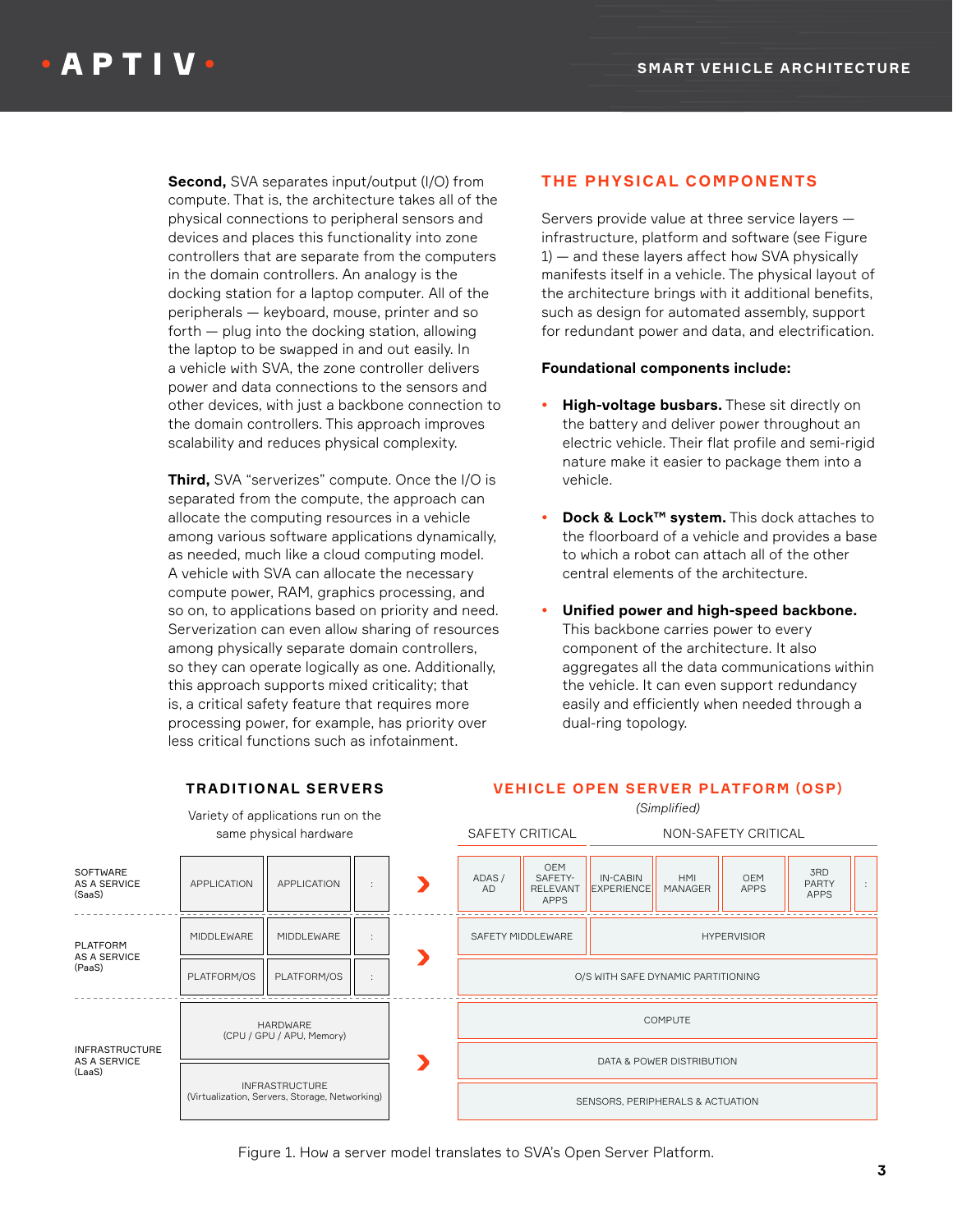**Second,** SVA separates input/output (I/O) from compute. That is, the architecture takes all of the physical connections to peripheral sensors and devices and places this functionality into zone controllers that are separate from the computers in the domain controllers. An analogy is the docking station for a laptop computer. All of the peripherals — keyboard, mouse, printer and so forth — plug into the docking station, allowing the laptop to be swapped in and out easily. In a vehicle with SVA, the zone controller delivers power and data connections to the sensors and other devices, with just a backbone connection to the domain controllers. This approach improves scalability and reduces physical complexity.

**Third,** SVA "serverizes" compute. Once the I/O is separated from the compute, the approach can allocate the computing resources in a vehicle among various software applications dynamically, as needed, much like a cloud computing model. A vehicle with SVA can allocate the necessary compute power, RAM, graphics processing, and so on, to applications based on priority and need. Serverization can even allow sharing of resources among physically separate domain controllers, so they can operate logically as one. Additionally, this approach supports mixed criticality; that is, a critical safety feature that requires more processing power, for example, has priority over less critical functions such as infotainment.

## THE PHYSICAL COMPONENTS

Servers provide value at three service layers — infrastructure, platform and software (see Figure 1) — and these layers affect how SVA physically manifests itself in a vehicle. The physical layout of the architecture brings with it additional benefits, such as design for automated assembly, support for redundant power and data, and electrification.

**Foundational components include:**

- **High-voltage busbars.** These sit directly on the battery and deliver power throughout an electric vehicle. Their flat profile and semi-rigid nature make it easier to package them into a vehicle.
- **Dock & Lock™ system.** This dock attaches to the floorboard of a vehicle and provides a base to which a robot can attach all of the other central elements of the architecture.
- **Unified power and high-speed backbone.** This backbone carries power to every component of the architecture. It also aggregates all the data communications within the vehicle. It can even support redundancy easily and efficiently when needed through a dual-ring topology.

| | TRADITIONAL SERVERS (Variety of applications run on the same physical hardware) | | | | VEHICLE OPEN SERVER PLATFORM (OSP) *(Simplified)* — SAFETY CRITICAL | | NON-SAFETY CRITICAL | | | | |
|---|---|---|---|---|---|---|---|---|---|---|---|
| SOFTWARE AS A SERVICE (SaaS) | APPLICATION | APPLICATION | : | › | ADAS / AD | OEM SAFETY-RELEVANT APPS | IN-CABIN EXPERIENCE | HMI MANAGER | OEM APPS | 3RD PARTY APPS | : |
| PLATFORM AS A SERVICE (PaaS) | MIDDLEWARE | MIDDLEWARE | : | › | SAFETY MIDDLEWARE | | HYPERVISIOR | | | | |
| | PLATFORM/OS | PLATFORM/OS | : | | O/S WITH SAFE DYNAMIC PARTITIONING | | | | | | |
| INFRASTRUCTURE AS A SERVICE (LaaS) | HARDWARE (CPU / GPU / APU, Memory) | | | › | COMPUTE | | | | | | |
| | | | | | DATA & POWER DISTRIBUTION | | | | | | |
| | INFRASTRUCTURE (Virtualization, Servers, Storage, Networking) | | | | SENSORS, PERIPHERALS & ACTUATION | | | | | | |

Figure 1. How a server model translates to SVA's Open Server Platform.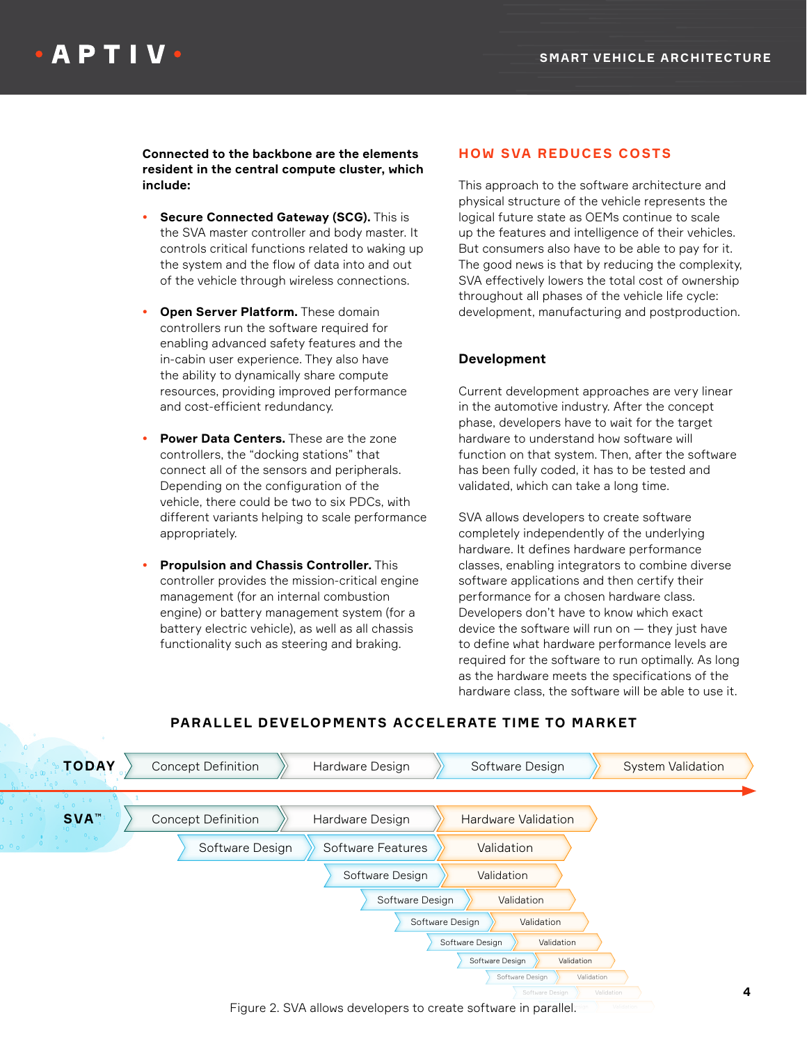**Connected to the backbone are the elements resident in the central compute cluster, which include:**

- **Secure Connected Gateway (SCG).** This is the SVA master controller and body master. It controls critical functions related to waking up the system and the flow of data into and out of the vehicle through wireless connections.
- **Open Server Platform.** These domain controllers run the software required for enabling advanced safety features and the in-cabin user experience. They also have the ability to dynamically share compute resources, providing improved performance and cost-efficient redundancy.
- **Power Data Centers.** These are the zone controllers, the "docking stations" that connect all of the sensors and peripherals. Depending on the configuration of the vehicle, there could be two to six PDCs, with different variants helping to scale performance appropriately.
- **Propulsion and Chassis Controller.** This controller provides the mission-critical engine management (for an internal combustion engine) or battery management system (for a battery electric vehicle), as well as all chassis functionality such as steering and braking.

## HOW SVA REDUCES COSTS

This approach to the software architecture and physical structure of the vehicle represents the logical future state as OEMs continue to scale up the features and intelligence of their vehicles. But consumers also have to be able to pay for it. The good news is that by reducing the complexity, SVA effectively lowers the total cost of ownership throughout all phases of the vehicle life cycle: development, manufacturing and postproduction.

### Development

Current development approaches are very linear in the automotive industry. After the concept phase, developers have to wait for the target hardware to understand how software will function on that system. Then, after the software has been fully coded, it has to be tested and validated, which can take a long time.

SVA allows developers to create software completely independently of the underlying hardware. It defines hardware performance classes, enabling integrators to combine diverse software applications and then certify their performance for a chosen hardware class. Developers don't have to know which exact device the software will run on — they just have to define what hardware performance levels are required for the software to run optimally. As long as the hardware meets the specifications of the hardware class, the software will be able to use it.

**PARALLEL DEVELOPMENTS ACCELERATE TIME TO MARKET**

TODAY: Concept Definition → Hardware Design → Software Design → System Validation

SVA™: Concept Definition → Hardware Design → Hardware Validation
- Software Design → Software Features → Validation
- Software Design → Validation
- Software Design → Validation
- Software Design → Validation
- Software Design → Validation
- Software Design → Validation
- Software Design → Validation
- Software Design → Validation

Figure 2. SVA allows developers to create software in parallel.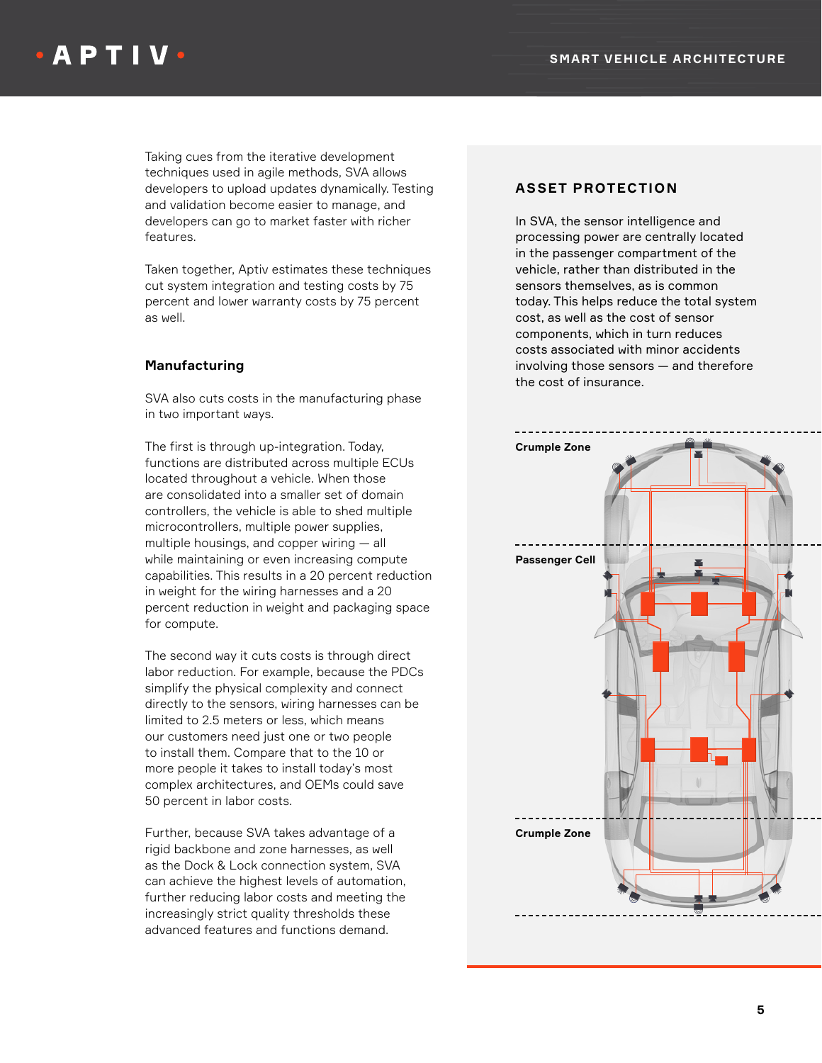Taking cues from the iterative development techniques used in agile methods, SVA allows developers to upload updates dynamically. Testing and validation become easier to manage, and developers can go to market faster with richer features.

Taken together, Aptiv estimates these techniques cut system integration and testing costs by 75 percent and lower warranty costs by 75 percent as well.

### Manufacturing

SVA also cuts costs in the manufacturing phase in two important ways.

The first is through up-integration. Today, functions are distributed across multiple ECUs located throughout a vehicle. When those are consolidated into a smaller set of domain controllers, the vehicle is able to shed multiple microcontrollers, multiple power supplies, multiple housings, and copper wiring — all while maintaining or even increasing compute capabilities. This results in a 20 percent reduction in weight for the wiring harnesses and a 20 percent reduction in weight and packaging space for compute.

The second way it cuts costs is through direct labor reduction. For example, because the PDCs simplify the physical complexity and connect directly to the sensors, wiring harnesses can be limited to 2.5 meters or less, which means our customers need just one or two people to install them. Compare that to the 10 or more people it takes to install today's most complex architectures, and OEMs could save 50 percent in labor costs.

Further, because SVA takes advantage of a rigid backbone and zone harnesses, as well as the Dock & Lock connection system, SVA can achieve the highest levels of automation, further reducing labor costs and meeting the increasingly strict quality thresholds these advanced features and functions demand.

## ASSET PROTECTION

In SVA, the sensor intelligence and processing power are centrally located in the passenger compartment of the vehicle, rather than distributed in the sensors themselves, as is common today. This helps reduce the total system cost, as well as the cost of sensor components, which in turn reduces costs associated with minor accidents involving those sensors — and therefore the cost of insurance.

Crumple Zone

Passenger Cell

Crumple Zone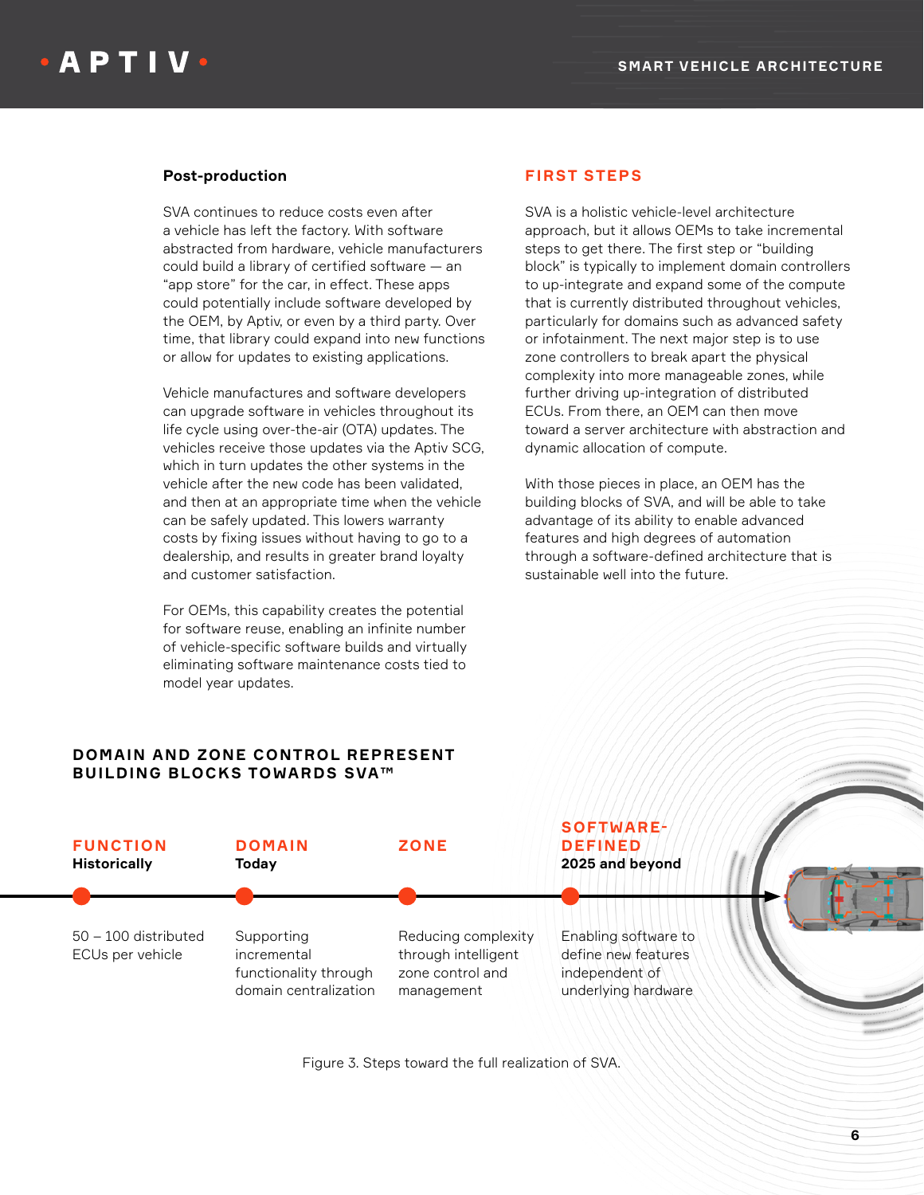### Post-production

SVA continues to reduce costs even after a vehicle has left the factory. With software abstracted from hardware, vehicle manufacturers could build a library of certified software — an "app store" for the car, in effect. These apps could potentially include software developed by the OEM, by Aptiv, or even by a third party. Over time, that library could expand into new functions or allow for updates to existing applications.

Vehicle manufactures and software developers can upgrade software in vehicles throughout its life cycle using over-the-air (OTA) updates. The vehicles receive those updates via the Aptiv SCG, which in turn updates the other systems in the vehicle after the new code has been validated, and then at an appropriate time when the vehicle can be safely updated. This lowers warranty costs by fixing issues without having to go to a dealership, and results in greater brand loyalty and customer satisfaction.

For OEMs, this capability creates the potential for software reuse, enabling an infinite number of vehicle-specific software builds and virtually eliminating software maintenance costs tied to model year updates.

## FIRST STEPS

SVA is a holistic vehicle-level architecture approach, but it allows OEMs to take incremental steps to get there. The first step or "building block" is typically to implement domain controllers to up-integrate and expand some of the compute that is currently distributed throughout vehicles, particularly for domains such as advanced safety or infotainment. The next major step is to use zone controllers to break apart the physical complexity into more manageable zones, while further driving up-integration of distributed ECUs. From there, an OEM can then move toward a server architecture with abstraction and dynamic allocation of compute.

With those pieces in place, an OEM has the building blocks of SVA, and will be able to take advantage of its ability to enable advanced features and high degrees of automation through a software-defined architecture that is sustainable well into the future.

## DOMAIN AND ZONE CONTROL REPRESENT BUILDING BLOCKS TOWARDS SVA™

| FUNCTION<br>**Historically** | DOMAIN<br>**Today** | ZONE | SOFTWARE-DEFINED<br>**2025 and beyond** |
|---|---|---|---|
| 50 – 100 distributed ECUs per vehicle | Supporting incremental functionality through domain centralization | Reducing complexity through intelligent zone control and management | Enabling software to define new features independent of underlying hardware |

Figure 3. Steps toward the full realization of SVA.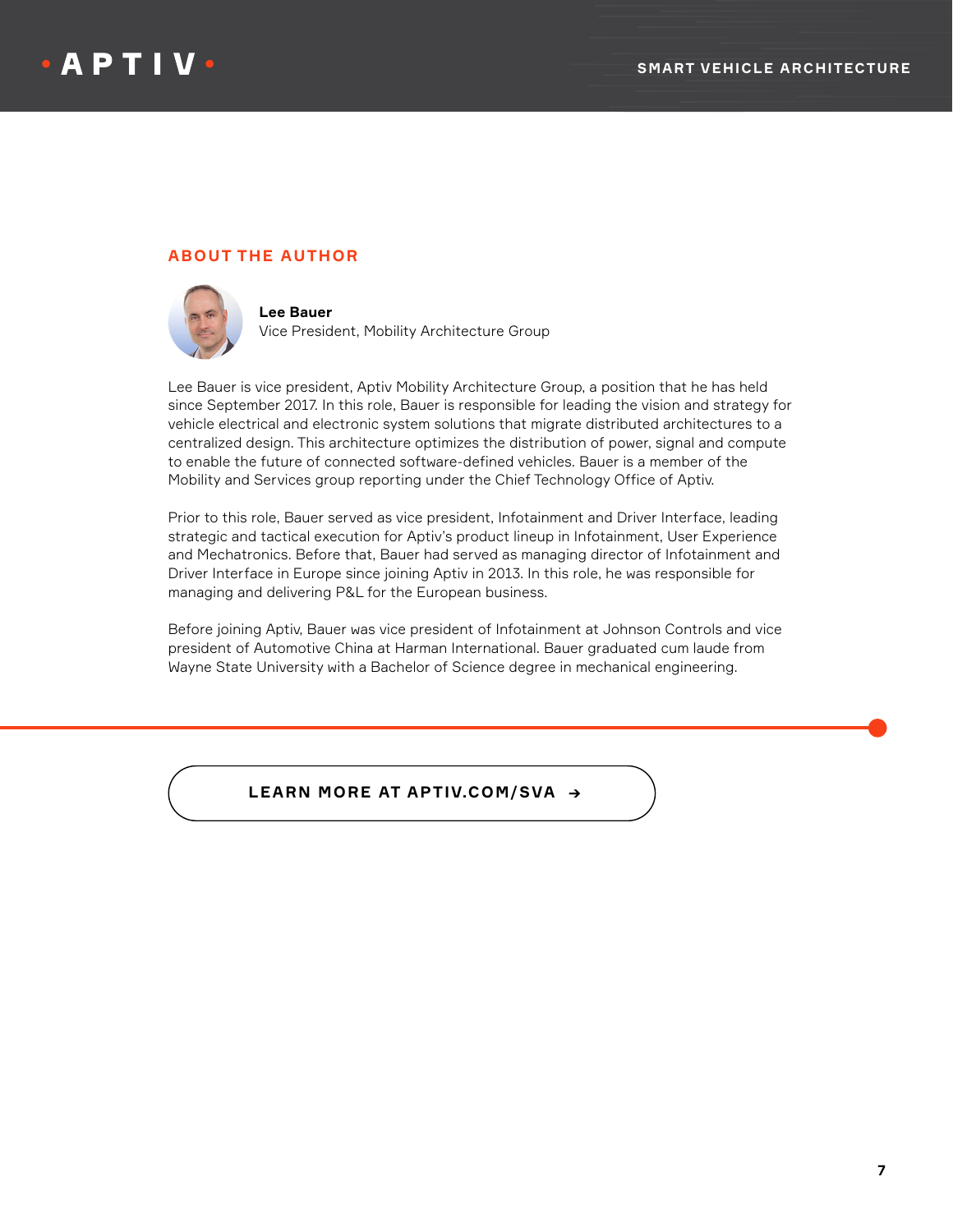## ABOUT THE AUTHOR

**Lee Bauer**
Vice President, Mobility Architecture Group

Lee Bauer is vice president, Aptiv Mobility Architecture Group, a position that he has held since September 2017. In this role, Bauer is responsible for leading the vision and strategy for vehicle electrical and electronic system solutions that migrate distributed architectures to a centralized design. This architecture optimizes the distribution of power, signal and compute to enable the future of connected software-defined vehicles. Bauer is a member of the Mobility and Services group reporting under the Chief Technology Office of Aptiv.

Prior to this role, Bauer served as vice president, Infotainment and Driver Interface, leading strategic and tactical execution for Aptiv's product lineup in Infotainment, User Experience and Mechatronics. Before that, Bauer had served as managing director of Infotainment and Driver Interface in Europe since joining Aptiv in 2013. In this role, he was responsible for managing and delivering P&L for the European business.

Before joining Aptiv, Bauer was vice president of Infotainment at Johnson Controls and vice president of Automotive China at Harman International. Bauer graduated cum laude from Wayne State University with a Bachelor of Science degree in mechanical engineering.

**LEARN MORE AT APTIV.COM/SVA →**